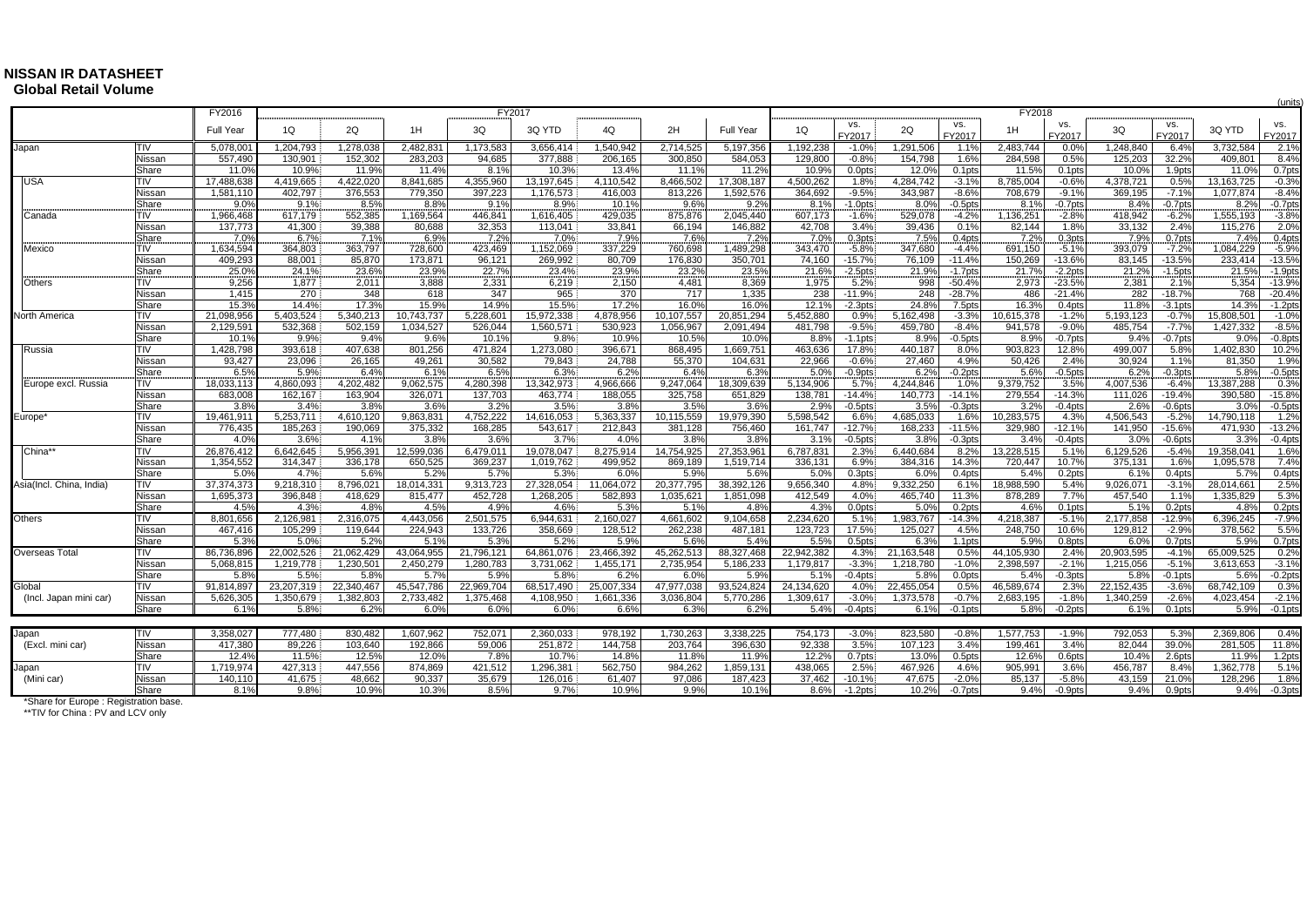# NISSAN IR DATASHEET

## Global Retail Volume

(units)

| | | FY2016 | FY2017 | | | | | | | | FY2018 | | | | | | | | | |
|---|---|---|---|---|---|---|---|---|---|---|---|---|---|---|---|---|---|---|---|---|
| | | Full Year | 1Q | 2Q | 1H | 3Q | 3Q YTD | 4Q | 2H | Full Year | 1Q | vs. FY2017 | 2Q | vs. FY2017 | 1H | vs. FY2017 | 3Q | vs. FY2017 | 3Q YTD | vs. FY2017 |
| Japan | TIV | 5,078,001 | 1,204,793 | 1,278,038 | 2,482,831 | 1,173,583 | 3,656,414 | 1,540,942 | 2,714,525 | 5,197,356 | 1,192,238 | -1.0% | 1,291,506 | 1.1% | 2,483,744 | 0.0% | 1,248,840 | 6.4% | 3,732,584 | 2.1% |
| | Nissan | 557,490 | 130,901 | 152,302 | 283,203 | 94,685 | 377,888 | 206,165 | 300,850 | 584,053 | 129,800 | -0.8% | 154,798 | 1.6% | 284,598 | 0.5% | 125,203 | 32.2% | 409,801 | 8.4% |
| | Share | 11.0% | 10.9% | 11.9% | 11.4% | 8.1% | 10.3% | 13.4% | 11.1% | 11.2% | 10.9% | 0.0pts | 12.0% | 0.1pts | 11.5% | 0.1pts | 10.0% | 1.9pts | 11.0% | 0.7pts |
| USA | TIV | 17,488,638 | 4,419,665 | 4,422,020 | 8,841,685 | 4,355,960 | 13,197,645 | 4,110,542 | 8,466,502 | 17,308,187 | 4,500,262 | 1.8% | 4,284,742 | -3.1% | 8,785,004 | -0.6% | 4,378,721 | 0.5% | 13,163,725 | -0.3% |
| | Nissan | 1,581,110 | 402,797 | 376,553 | 779,350 | 397,223 | 1,176,573 | 416,003 | 813,226 | 1,592,576 | 364,692 | -9.5% | 343,987 | -8.6% | 708,679 | -9.1% | 369,195 | -7.1% | 1,077,874 | -8.4% |
| | Share | 9.0% | 9.1% | 8.5% | 8.8% | 9.1% | 8.9% | 10.1% | 9.6% | 9.2% | 8.1% | -1.0pts | 8.0% | -0.5pts | 8.1% | -0.7pts | 8.4% | -0.7pts | 8.2% | -0.7pts |
| Canada | TIV | 1,966,468 | 617,179 | 552,385 | 1,169,564 | 446,841 | 1,616,405 | 429,035 | 875,876 | 2,045,440 | 607,173 | -1.6% | 529,078 | -4.2% | 1,136,251 | -2.8% | 418,942 | -6.2% | 1,555,193 | -3.8% |
| | Nissan | 137,773 | 41,300 | 39,388 | 80,688 | 32,353 | 113,041 | 33,841 | 66,194 | 146,882 | 42,708 | 3.4% | 39,436 | 0.1% | 82,144 | 1.8% | 33,132 | 2.4% | 115,276 | 2.0% |
| | Share | 7.0% | 6.7% | 7.1% | 6.9% | 7.2% | 7.0% | 7.9% | 7.6% | 7.2% | 7.0% | 0.3pts | 7.5% | 0.4pts | 7.2% | 0.3pts | 7.9% | 0.7pts | 7.4% | 0.4pts |
| Mexico | TIV | 1,634,594 | 364,803 | 363,797 | 728,600 | 423,469 | 1,152,069 | 337,229 | 760,698 | 1,489,298 | 343,470 | -5.8% | 347,680 | -4.4% | 691,150 | -5.1% | 393,079 | -7.2% | 1,084,229 | -5.9% |
| | Nissan | 409,293 | 88,001 | 85,870 | 173,871 | 96,121 | 269,992 | 80,709 | 176,830 | 350,701 | 74,160 | -15.7% | 76,109 | -11.4% | 150,269 | -13.6% | 83,145 | -13.5% | 233,414 | -13.5% |
| | Share | 25.0% | 24.1% | 23.6% | 23.9% | 22.7% | 23.4% | 23.9% | 23.2% | 23.5% | 21.6% | -2.5pts | 21.9% | -1.7pts | 21.7% | -2.2pts | 21.2% | -1.5pts | 21.5% | -1.9pts |
| Others | TIV | 9,256 | 1,877 | 2,011 | 3,888 | 2,331 | 6,219 | 2,150 | 4,481 | 8,369 | 1,975 | 5.2% | 998 | -50.4% | 2,973 | -23.5% | 2,381 | 2.1% | 5,354 | -13.9% |
| | Nissan | 1,415 | 270 | 348 | 618 | 347 | 965 | 370 | 717 | 1,335 | 238 | -11.9% | 248 | -28.7% | 486 | -21.4% | 282 | -18.7% | 768 | -20.4% |
| | Share | 15.3% | 14.4% | 17.3% | 15.9% | 14.9% | 15.5% | 17.2% | 16.0% | 16.0% | 12.1% | -2.3pts | 24.8% | 7.5pts | 16.3% | 0.4pts | 11.8% | -3.1pts | 14.3% | -1.2pts |
| North America | TIV | 21,098,956 | 5,403,524 | 5,340,213 | 10,743,737 | 5,228,601 | 15,972,338 | 4,878,956 | 10,107,557 | 20,851,294 | 5,452,880 | 0.9% | 5,162,498 | -3.3% | 10,615,378 | -1.2% | 5,193,123 | -0.7% | 15,808,501 | -1.0% |
| | Nissan | 2,129,591 | 532,368 | 502,159 | 1,034,527 | 526,044 | 1,560,571 | 530,923 | 1,056,967 | 2,091,494 | 481,798 | -9.5% | 459,780 | -8.4% | 941,578 | -9.0% | 485,754 | -7.7% | 1,427,332 | -8.5% |
| | Share | 10.1% | 9.9% | 9.4% | 9.6% | 10.1% | 9.8% | 10.9% | 10.5% | 10.0% | 8.8% | -1.1pts | 8.9% | -0.5pts | 8.9% | -0.7pts | 9.4% | -0.7pts | 9.0% | -0.8pts |
| Russia | TIV | 1,428,798 | 393,618 | 407,638 | 801,256 | 471,824 | 1,273,080 | 396,671 | 868,495 | 1,669,751 | 463,636 | 17.8% | 440,187 | 8.0% | 903,823 | 12.8% | 499,007 | 5.8% | 1,402,830 | 10.2% |
| | Nissan | 93,427 | 23,096 | 26,165 | 49,261 | 30,582 | 79,843 | 24,788 | 55,370 | 104,631 | 22,966 | -0.6% | 27,460 | 4.9% | 50,426 | 2.4% | 30,924 | 1.1% | 81,350 | 1.9% |
| | Share | 6.5% | 5.9% | 6.4% | 6.1% | 6.5% | 6.3% | 6.2% | 6.4% | 6.3% | 5.0% | -0.9pts | 6.2% | -0.2pts | 5.6% | -0.5pts | 6.2% | -0.3pts | 5.8% | -0.5pts |
| Europe excl. Russia | TIV | 18,033,113 | 4,860,093 | 4,202,482 | 9,062,575 | 4,280,398 | 13,342,973 | 4,966,666 | 9,247,064 | 18,309,639 | 5,134,906 | 5.7% | 4,244,846 | 1.0% | 9,379,752 | 3.5% | 4,007,536 | -6.4% | 13,387,288 | 0.3% |
| | Nissan | 683,008 | 162,167 | 163,904 | 326,071 | 137,703 | 463,774 | 188,055 | 325,758 | 651,829 | 138,781 | -14.4% | 140,773 | -14.1% | 279,554 | -14.3% | 111,026 | -19.4% | 390,580 | -15.8% |
| | Share | 3.8% | 3.4% | 3.8% | 3.6% | 3.2% | 3.5% | 3.8% | 3.5% | 3.6% | 2.9% | -0.5pts | 3.5% | -0.3pts | 3.2% | -0.4pts | 2.6% | -0.6pts | 3.0% | -0.5pts |
| Europe* | TIV | 19,461,911 | 5,253,711 | 4,610,120 | 9,863,831 | 4,752,222 | 14,616,053 | 5,363,337 | 10,115,559 | 19,979,390 | 5,598,542 | 6.6% | 4,685,033 | 1.6% | 10,283,575 | 4.3% | 4,506,543 | -5.2% | 14,790,118 | 1.2% |
| | Nissan | 776,435 | 185,263 | 190,069 | 375,332 | 168,285 | 543,617 | 212,843 | 381,128 | 756,460 | 161,747 | -12.7% | 168,233 | -11.5% | 329,980 | -12.1% | 141,950 | -15.6% | 471,930 | -13.2% |
| | Share | 4.0% | 3.6% | 4.1% | 3.8% | 3.6% | 3.7% | 4.0% | 3.8% | 3.8% | 3.1% | -0.5pts | 3.8% | -0.3pts | 3.4% | -0.4pts | 3.0% | -0.6pts | 3.3% | -0.4pts |
| China** | TIV | 26,876,412 | 6,642,645 | 5,956,391 | 12,599,036 | 6,479,011 | 19,078,047 | 8,275,914 | 14,754,925 | 27,353,961 | 6,787,831 | 2.3% | 6,440,684 | 8.2% | 13,228,515 | 5.1% | 6,129,526 | -5.4% | 19,358,041 | 1.6% |
| | Nissan | 1,354,552 | 314,347 | 336,178 | 650,525 | 369,237 | 1,019,762 | 499,952 | 869,189 | 1,519,714 | 336,131 | 6.9% | 384,316 | 14.3% | 720,447 | 10.7% | 375,131 | 1.6% | 1,095,578 | 7.4% |
| | Share | 5.0% | 4.7% | 5.6% | 5.2% | 5.7% | 5.3% | 6.0% | 5.9% | 5.6% | 5.0% | 0.3pts | 6.0% | 0.4pts | 5.4% | 0.2pts | 6.1% | 0.4pts | 5.7% | 0.4pts |
| Asia(Incl. China, India) | TIV | 37,374,373 | 9,218,310 | 8,796,021 | 18,014,331 | 9,313,723 | 27,328,054 | 11,064,072 | 20,377,795 | 38,392,126 | 9,656,340 | 4.8% | 9,332,250 | 6.1% | 18,988,590 | 5.4% | 9,026,071 | -3.1% | 28,014,661 | 2.5% |
| | Nissan | 1,695,373 | 396,848 | 418,629 | 815,477 | 452,728 | 1,268,205 | 582,893 | 1,035,621 | 1,851,098 | 412,549 | 4.0% | 465,740 | 11.3% | 878,289 | 7.7% | 457,540 | 1.1% | 1,335,829 | 5.3% |
| | Share | 4.5% | 4.3% | 4.8% | 4.5% | 4.9% | 4.6% | 5.3% | 5.1% | 4.8% | 4.3% | 0.0pts | 5.0% | 0.2pts | 4.6% | 0.1pts | 5.1% | 0.2pts | 4.8% | 0.2pts |
| Others | TIV | 8,801,656 | 2,126,981 | 2,316,075 | 4,443,056 | 2,501,575 | 6,944,631 | 2,160,027 | 4,661,602 | 9,104,658 | 2,234,620 | 5.1% | 1,983,767 | -14.3% | 4,218,387 | -5.1% | 2,177,858 | -12.9% | 6,396,245 | -7.9% |
| | Nissan | 467,416 | 105,299 | 119,644 | 224,943 | 133,726 | 358,669 | 128,512 | 262,238 | 487,181 | 123,723 | 17.5% | 125,027 | 4.5% | 248,750 | 10.6% | 129,812 | -2.9% | 378,562 | 5.5% |
| | Share | 5.3% | 5.0% | 5.2% | 5.1% | 5.3% | 5.2% | 5.9% | 5.6% | 5.4% | 5.5% | 0.5pts | 6.3% | 1.1pts | 5.9% | 0.8pts | 6.0% | 0.7pts | 5.9% | 0.7pts |
| Overseas Total | TIV | 86,736,896 | 22,002,526 | 21,062,429 | 43,064,955 | 21,796,121 | 64,861,076 | 23,466,392 | 45,262,513 | 88,327,468 | 22,942,382 | 4.3% | 21,163,548 | 0.5% | 44,105,930 | 2.4% | 20,903,595 | -4.1% | 65,009,525 | 0.2% |
| | Nissan | 5,068,815 | 1,219,778 | 1,230,501 | 2,450,279 | 1,280,783 | 3,731,062 | 1,455,171 | 2,735,954 | 5,186,233 | 1,179,817 | -3.3% | 1,218,780 | -1.0% | 2,398,597 | -2.1% | 1,215,056 | -5.1% | 3,613,653 | -3.1% |
| | Share | 5.8% | 5.5% | 5.8% | 5.7% | 5.9% | 5.8% | 6.2% | 6.0% | 5.9% | 5.1% | -0.4pts | 5.8% | 0.0pts | 5.4% | -0.3pts | 5.8% | -0.1pts | 5.6% | -0.2pts |
| Global | TIV | 91,814,897 | 23,207,319 | 22,340,467 | 45,547,786 | 22,969,704 | 68,517,490 | 25,007,334 | 47,977,038 | 93,524,824 | 24,134,620 | 4.0% | 22,455,054 | 0.5% | 46,589,674 | 2.3% | 22,152,435 | -3.6% | 68,742,109 | 0.3% |
| (Incl. Japan mini car) | Nissan | 5,626,305 | 1,350,679 | 1,382,803 | 2,733,482 | 1,375,468 | 4,108,950 | 1,661,336 | 3,036,804 | 5,770,286 | 1,309,617 | -3.0% | 1,373,578 | -0.7% | 2,683,195 | -1.8% | 1,340,259 | -2.6% | 4,023,454 | -2.1% |
| | Share | 6.1% | 5.8% | 6.2% | 6.0% | 6.0% | 6.0% | 6.6% | 6.3% | 6.2% | 5.4% | -0.4pts | 6.1% | -0.1pts | 5.8% | -0.2pts | 6.1% | 0.1pts | 5.9% | -0.1pts |
| Japan | TIV | 3,358,027 | 777,480 | 830,482 | 1,607,962 | 752,071 | 2,360,033 | 978,192 | 1,730,263 | 3,338,225 | 754,173 | -3.0% | 823,580 | -0.8% | 1,577,753 | -1.9% | 792,053 | 5.3% | 2,369,806 | 0.4% |
| (Excl. mini car) | Nissan | 417,380 | 89,226 | 103,640 | 192,866 | 59,006 | 251,872 | 144,758 | 203,764 | 396,630 | 92,338 | 3.5% | 107,123 | 3.4% | 199,461 | 3.4% | 82,044 | 39.0% | 281,505 | 11.8% |
| | Share | 12.4% | 11.5% | 12.5% | 12.0% | 7.8% | 10.7% | 14.8% | 11.8% | 11.9% | 12.2% | 0.7pts | 13.0% | 0.5pts | 12.6% | 0.6pts | 10.4% | 2.6pts | 11.9% | 1.2pts |
| Japan | TIV | 1,719,974 | 427,313 | 447,556 | 874,869 | 421,512 | 1,296,381 | 562,750 | 984,262 | 1,859,131 | 438,065 | 2.5% | 467,926 | 4.6% | 905,991 | 3.6% | 456,787 | 8.4% | 1,362,778 | 5.1% |
| (Mini car) | Nissan | 140,110 | 41,675 | 48,662 | 90,337 | 35,679 | 126,016 | 61,407 | 97,086 | 187,423 | 37,462 | -10.1% | 47,675 | -2.0% | 85,137 | -5.8% | 43,159 | 21.0% | 128,296 | 1.8% |
| | Share | 8.1% | 9.8% | 10.9% | 10.3% | 8.5% | 9.7% | 10.9% | 9.9% | 10.1% | 8.6% | -1.2pts | 10.2% | -0.7pts | 9.4% | -0.9pts | 9.4% | 0.9pts | 9.4% | -0.3pts |

*Share for Europe : Registration base.

**TIV for China : PV and LCV only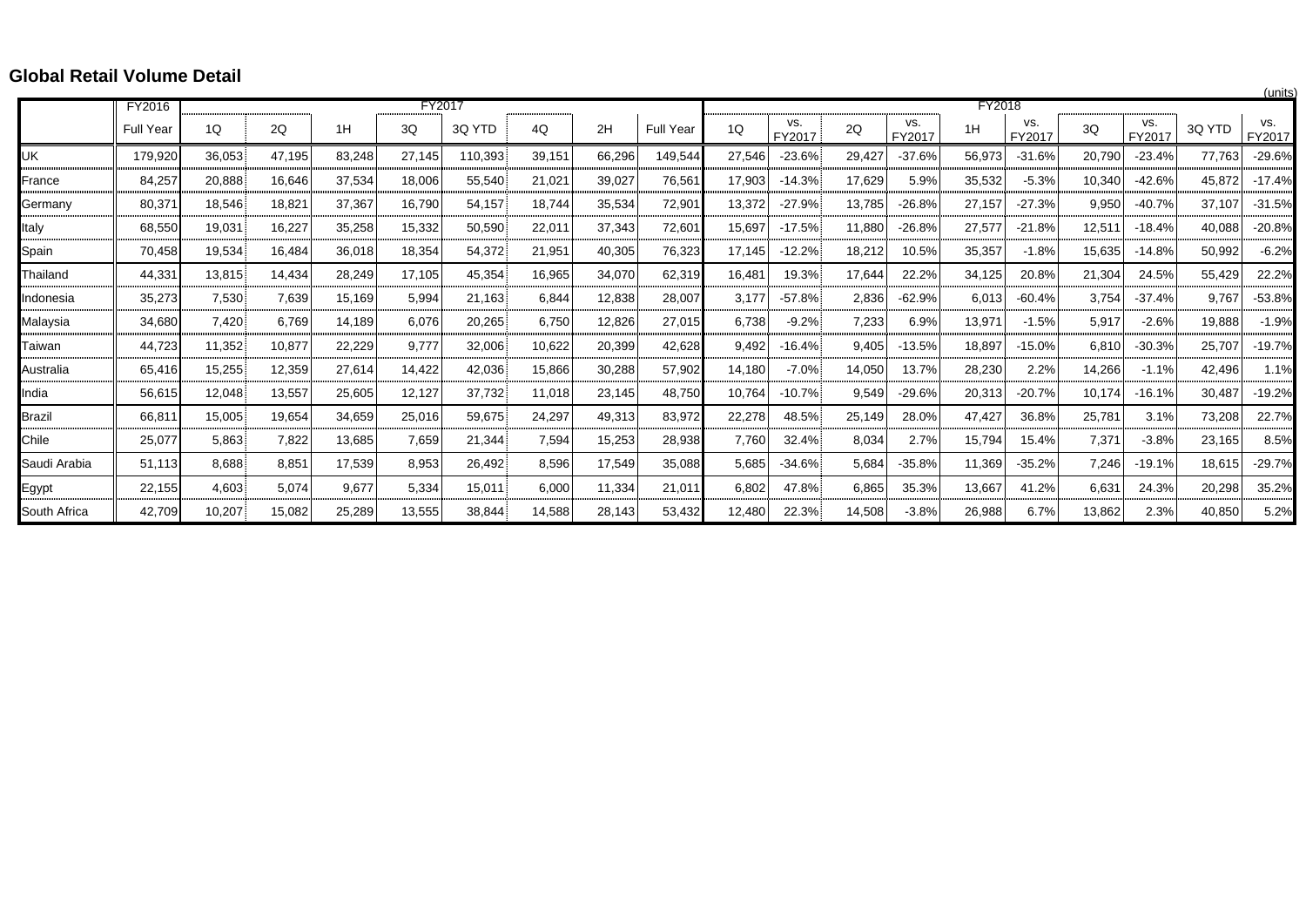## Global Retail Volume Detail

(units)

| | FY2016 | FY2017 | | | | | | | | FY2018 | | | | | | | | | |
|---|---|---|---|---|---|---|---|---|---|---|---|---|---|---|---|---|---|---|---|
| | Full Year | 1Q | 2Q | 1H | 3Q | 3Q YTD | 4Q | 2H | Full Year | 1Q | vs. FY2017 | 2Q | vs. FY2017 | 1H | vs. FY2017 | 3Q | vs. FY2017 | 3Q YTD | vs. FY2017 |
| UK | 179,920 | 36,053 | 47,195 | 83,248 | 27,145 | 110,393 | 39,151 | 66,296 | 149,544 | 27,546 | -23.6% | 29,427 | -37.6% | 56,973 | -31.6% | 20,790 | -23.4% | 77,763 | -29.6% |
| France | 84,257 | 20,888 | 16,646 | 37,534 | 18,006 | 55,540 | 21,021 | 39,027 | 76,561 | 17,903 | -14.3% | 17,629 | 5.9% | 35,532 | -5.3% | 10,340 | -42.6% | 45,872 | -17.4% |
| Germany | 80,371 | 18,546 | 18,821 | 37,367 | 16,790 | 54,157 | 18,744 | 35,534 | 72,901 | 13,372 | -27.9% | 13,785 | -26.8% | 27,157 | -27.3% | 9,950 | -40.7% | 37,107 | -31.5% |
| Italy | 68,550 | 19,031 | 16,227 | 35,258 | 15,332 | 50,590 | 22,011 | 37,343 | 72,601 | 15,697 | -17.5% | 11,880 | -26.8% | 27,577 | -21.8% | 12,511 | -18.4% | 40,088 | -20.8% |
| Spain | 70,458 | 19,534 | 16,484 | 36,018 | 18,354 | 54,372 | 21,951 | 40,305 | 76,323 | 17,145 | -12.2% | 18,212 | 10.5% | 35,357 | -1.8% | 15,635 | -14.8% | 50,992 | -6.2% |
| Thailand | 44,331 | 13,815 | 14,434 | 28,249 | 17,105 | 45,354 | 16,965 | 34,070 | 62,319 | 16,481 | 19.3% | 17,644 | 22.2% | 34,125 | 20.8% | 21,304 | 24.5% | 55,429 | 22.2% |
| Indonesia | 35,273 | 7,530 | 7,639 | 15,169 | 5,994 | 21,163 | 6,844 | 12,838 | 28,007 | 3,177 | -57.8% | 2,836 | -62.9% | 6,013 | -60.4% | 3,754 | -37.4% | 9,767 | -53.8% |
| Malaysia | 34,680 | 7,420 | 6,769 | 14,189 | 6,076 | 20,265 | 6,750 | 12,826 | 27,015 | 6,738 | -9.2% | 7,233 | 6.9% | 13,971 | -1.5% | 5,917 | -2.6% | 19,888 | -1.9% |
| Taiwan | 44,723 | 11,352 | 10,877 | 22,229 | 9,777 | 32,006 | 10,622 | 20,399 | 42,628 | 9,492 | -16.4% | 9,405 | -13.5% | 18,897 | -15.0% | 6,810 | -30.3% | 25,707 | -19.7% |
| Australia | 65,416 | 15,255 | 12,359 | 27,614 | 14,422 | 42,036 | 15,866 | 30,288 | 57,902 | 14,180 | -7.0% | 14,050 | 13.7% | 28,230 | 2.2% | 14,266 | -1.1% | 42,496 | 1.1% |
| India | 56,615 | 12,048 | 13,557 | 25,605 | 12,127 | 37,732 | 11,018 | 23,145 | 48,750 | 10,764 | -10.7% | 9,549 | -29.6% | 20,313 | -20.7% | 10,174 | -16.1% | 30,487 | -19.2% |
| Brazil | 66,811 | 15,005 | 19,654 | 34,659 | 25,016 | 59,675 | 24,297 | 49,313 | 83,972 | 22,278 | 48.5% | 25,149 | 28.0% | 47,427 | 36.8% | 25,781 | 3.1% | 73,208 | 22.7% |
| Chile | 25,077 | 5,863 | 7,822 | 13,685 | 7,659 | 21,344 | 7,594 | 15,253 | 28,938 | 7,760 | 32.4% | 8,034 | 2.7% | 15,794 | 15.4% | 7,371 | -3.8% | 23,165 | 8.5% |
| Saudi Arabia | 51,113 | 8,688 | 8,851 | 17,539 | 8,953 | 26,492 | 8,596 | 17,549 | 35,088 | 5,685 | -34.6% | 5,684 | -35.8% | 11,369 | -35.2% | 7,246 | -19.1% | 18,615 | -29.7% |
| Egypt | 22,155 | 4,603 | 5,074 | 9,677 | 5,334 | 15,011 | 6,000 | 11,334 | 21,011 | 6,802 | 47.8% | 6,865 | 35.3% | 13,667 | 41.2% | 6,631 | 24.3% | 20,298 | 35.2% |
| South Africa | 42,709 | 10,207 | 15,082 | 25,289 | 13,555 | 38,844 | 14,588 | 28,143 | 53,432 | 12,480 | 22.3% | 14,508 | -3.8% | 26,988 | 6.7% | 13,862 | 2.3% | 40,850 | 5.2% |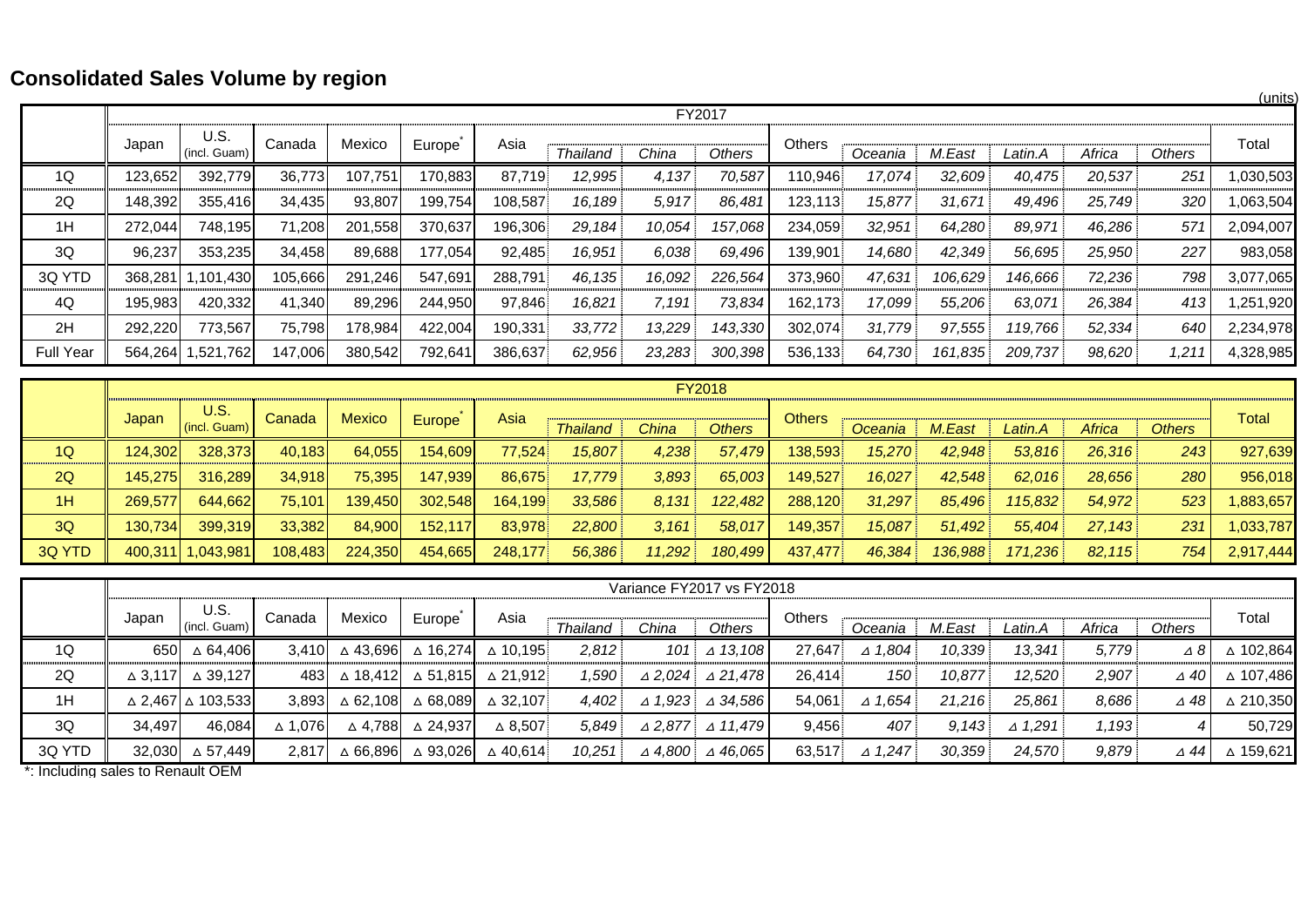## Consolidated Sales Volume by region

(units)

| | FY2017 | | | | | | | | | | | | | | | | |
|---|---|---|---|---|---|---|---|---|---|---|---|---|---|---|---|---|---|
| | Japan | U.S. (incl. Guam) | Canada | Mexico | Europe* | Asia | *Thailand* | *China* | *Others* | Others | *Oceania* | *M.East* | *Latin.A* | *Africa* | *Others* | Total |
| 1Q | 123,652 | 392,779 | 36,773 | 107,751 | 170,883 | 87,719 | *12,995* | *4,137* | *70,587* | 110,946 | *17,074* | *32,609* | *40,475* | *20,537* | *251* | 1,030,503 |
| 2Q | 148,392 | 355,416 | 34,435 | 93,807 | 199,754 | 108,587 | *16,189* | *5,917* | *86,481* | 123,113 | *15,877* | *31,671* | *49,496* | *25,749* | *320* | 1,063,504 |
| 1H | 272,044 | 748,195 | 71,208 | 201,558 | 370,637 | 196,306 | *29,184* | *10,054* | *157,068* | 234,059 | *32,951* | *64,280* | *89,971* | *46,286* | *571* | 2,094,007 |
| 3Q | 96,237 | 353,235 | 34,458 | 89,688 | 177,054 | 92,485 | *16,951* | *6,038* | *69,496* | 139,901 | *14,680* | *42,349* | *56,695* | *25,950* | *227* | 983,058 |
| 3Q YTD | 368,281 | 1,101,430 | 105,666 | 291,246 | 547,691 | 288,791 | *46,135* | *16,092* | *226,564* | 373,960 | *47,631* | *106,629* | *146,666* | *72,236* | *798* | 3,077,065 |
| 4Q | 195,983 | 420,332 | 41,340 | 89,296 | 244,950 | 97,846 | *16,821* | *7,191* | *73,834* | 162,173 | *17,099* | *55,206* | *63,071* | *26,384* | *413* | 1,251,920 |
| 2H | 292,220 | 773,567 | 75,798 | 178,984 | 422,004 | 190,331 | *33,772* | *13,229* | *143,330* | 302,074 | *31,779* | *97,555* | *119,766* | *52,334* | *640* | 2,234,978 |
| Full Year | 564,264 | 1,521,762 | 147,006 | 380,542 | 792,641 | 386,637 | *62,956* | *23,283* | *300,398* | 536,133 | *64,730* | *161,835* | *209,737* | *98,620* | *1,211* | 4,328,985 |

| | FY2018 | | | | | | | | | | | | | | | | |
|---|---|---|---|---|---|---|---|---|---|---|---|---|---|---|---|---|---|
| | Japan | U.S. (incl. Guam) | Canada | Mexico | Europe* | Asia | *Thailand* | *China* | *Others* | Others | *Oceania* | *M.East* | *Latin.A* | *Africa* | *Others* | Total |
| 1Q | 124,302 | 328,373 | 40,183 | 64,055 | 154,609 | 77,524 | *15,807* | *4,238* | *57,479* | 138,593 | *15,270* | *42,948* | *53,816* | *26,316* | *243* | 927,639 |
| 2Q | 145,275 | 316,289 | 34,918 | 75,395 | 147,939 | 86,675 | *17,779* | *3,893* | *65,003* | 149,527 | *16,027* | *42,548* | *62,016* | *28,656* | *280* | 956,018 |
| 1H | 269,577 | 644,662 | 75,101 | 139,450 | 302,548 | 164,199 | *33,586* | *8,131* | *122,482* | 288,120 | *31,297* | *85,496* | *115,832* | *54,972* | *523* | 1,883,657 |
| 3Q | 130,734 | 399,319 | 33,382 | 84,900 | 152,117 | 83,978 | *22,800* | *3,161* | *58,017* | 149,357 | *15,087* | *51,492* | *55,404* | *27,143* | *231* | 1,033,787 |
| 3Q YTD | 400,311 | 1,043,981 | 108,483 | 224,350 | 454,665 | 248,177 | *56,386* | *11,292* | *180,499* | 437,477 | *46,384* | *136,988* | *171,236* | *82,115* | *754* | 2,917,444 |

| | Variance FY2017 vs FY2018 | | | | | | | | | | | | | | | | |
|---|---|---|---|---|---|---|---|---|---|---|---|---|---|---|---|---|---|
| | Japan | U.S. (incl. Guam) | Canada | Mexico | Europe* | Asia | *Thailand* | *China* | *Others* | Others | *Oceania* | *M.East* | *Latin.A* | *Africa* | *Others* | Total |
| 1Q | 650 | △ 64,406 | 3,410 | △ 43,696 | △ 16,274 | △ 10,195 | *2,812* | *101* | *△ 13,108* | 27,647 | *△ 1,804* | *10,339* | *13,341* | *5,779* | *△ 8* | △ 102,864 |
| 2Q | △ 3,117 | △ 39,127 | 483 | △ 18,412 | △ 51,815 | △ 21,912 | *1,590* | *△ 2,024* | *△ 21,478* | 26,414 | *150* | *10,877* | *12,520* | *2,907* | *△ 40* | △ 107,486 |
| 1H | △ 2,467 | △ 103,533 | 3,893 | △ 62,108 | △ 68,089 | △ 32,107 | *4,402* | *△ 1,923* | *△ 34,586* | 54,061 | *△ 1,654* | *21,216* | *25,861* | *8,686* | *△ 48* | △ 210,350 |
| 3Q | 34,497 | 46,084 | △ 1,076 | △ 4,788 | △ 24,937 | △ 8,507 | *5,849* | *△ 2,877* | *△ 11,479* | 9,456 | *407* | *9,143* | *△ 1,291* | *1,193* | *4* | 50,729 |
| 3Q YTD | 32,030 | △ 57,449 | 2,817 | △ 66,896 | △ 93,026 | △ 40,614 | *10,251* | *△ 4,800* | *△ 46,065* | 63,517 | *△ 1,247* | *30,359* | *24,570* | *9,879* | *△ 44* | △ 159,621 |

*: Including sales to Renault OEM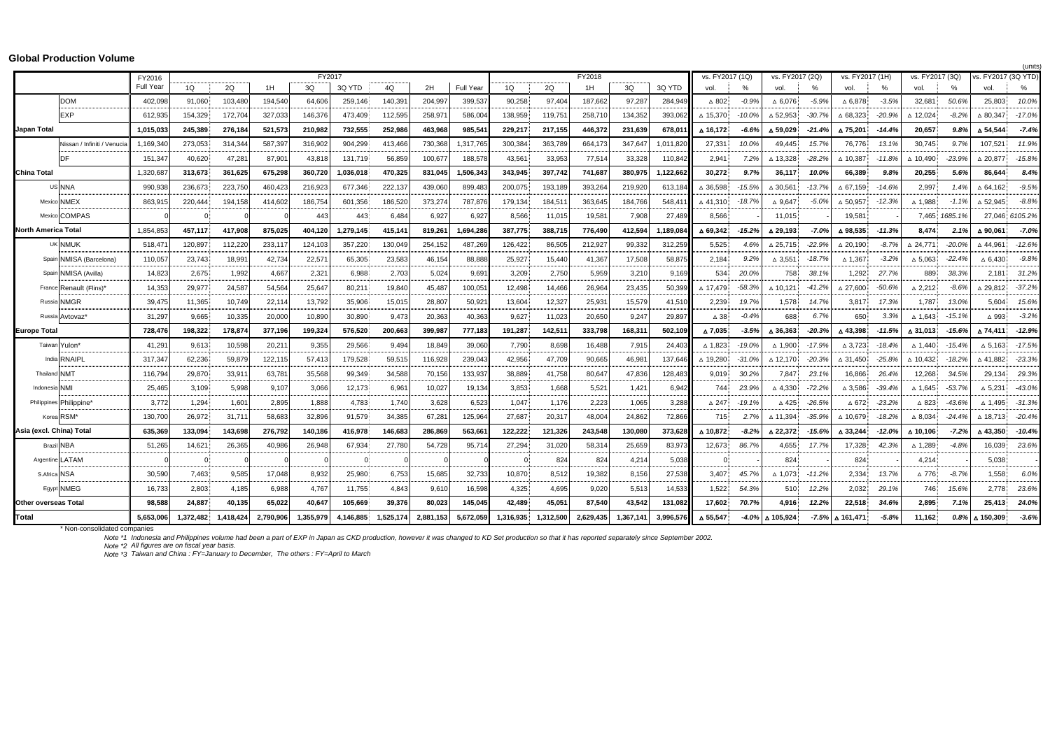## Global Production Volume

(units)

| | | FY2016 | FY2017 | | | | | | | | FY2018 | | | | | vs. FY2017 (1Q) | | vs. FY2017 (2Q) | | vs. FY2017 (1H) | | vs. FY2017 (3Q) | | vs. FY2017 (3Q YTD) | |
|---|---|---|---|---|---|---|---|---|---|---|---|---|---|---|---|---|---|---|---|---|---|---|---|---|---|
| | | Full Year | 1Q | 2Q | 1H | 3Q | 3Q YTD | 4Q | 2H | Full Year | 1Q | 2Q | 1H | 3Q | 3Q YTD | vol. | % | vol. | % | vol. | % | vol. | % | vol. | % |
| | DOM | 402,098 | 91,060 | 103,480 | 194,540 | 64,606 | 259,146 | 140,391 | 204,997 | 399,537 | 90,258 | 97,404 | 187,662 | 97,287 | 284,949 | △ 802 | -0.9% | △ 6,076 | -5.9% | △ 6,878 | -3.5% | 32,681 | 50.6% | 25,803 | 10.0% |
| | EXP | 612,935 | 154,329 | 172,704 | 327,033 | 146,376 | 473,409 | 112,595 | 258,971 | 586,004 | 138,959 | 119,751 | 258,710 | 134,352 | 393,062 | △ 15,370 | -10.0% | △ 52,953 | -30.7% | △ 68,323 | -20.9% | △ 12,024 | -8.2% | △ 80,347 | -17.0% |
| **Japan Total** | | **1,015,033** | **245,389** | **276,184** | **521,573** | **210,982** | **732,555** | **252,986** | **463,968** | **985,541** | **229,217** | **217,155** | **446,372** | **231,639** | **678,011** | **△ 16,172** | **-6.6%** | **△ 59,029** | **-21.4%** | **△ 75,201** | **-14.4%** | **20,657** | **9.8%** | **△ 54,544** | **-7.4%** |
| | Nissan / Infiniti / Venucia | 1,169,340 | 273,053 | 314,344 | 587,397 | 316,902 | 904,299 | 413,466 | 730,368 | 1,317,765 | 300,384 | 363,789 | 664,173 | 347,647 | 1,011,820 | 27,331 | 10.0% | 49,445 | 15.7% | 76,776 | 13.1% | 30,745 | 9.7% | 107,521 | 11.9% |
| | DF | 151,347 | 40,620 | 47,281 | 87,901 | 43,818 | 131,719 | 56,859 | 100,677 | 188,578 | 43,561 | 33,953 | 77,514 | 33,328 | 110,842 | 2,941 | 7.2% | △ 13,328 | -28.2% | △ 10,387 | -11.8% | △ 10,490 | -23.9% | △ 20,877 | -15.8% |
| **China Total** | | **1,320,687** | **313,673** | **361,625** | **675,298** | **360,720** | **1,036,018** | **470,325** | **831,045** | **1,506,343** | **343,945** | **397,742** | **741,687** | **380,975** | **1,122,662** | **30,272** | **9.7%** | **36,117** | **10.0%** | **66,389** | **9.8%** | **20,255** | **5.6%** | **86,644** | **8.4%** |
| US | NNA | 990,938 | 236,673 | 223,750 | 460,423 | 216,923 | 677,346 | 222,137 | 439,060 | 899,483 | 200,075 | 193,189 | 393,264 | 219,920 | 613,184 | △ 36,598 | -15.5% | △ 30,561 | -13.7% | △ 67,159 | -14.6% | 2,997 | 1.4% | △ 64,162 | -9.5% |
| Mexico | NMEX | 863,915 | 220,444 | 194,158 | 414,602 | 186,754 | 601,356 | 186,520 | 373,274 | 787,876 | 179,134 | 184,511 | 363,645 | 184,766 | 548,411 | △ 41,310 | -18.7% | △ 9,647 | -5.0% | △ 50,957 | -12.3% | △ 1,988 | -1.1% | △ 52,945 | -8.8% |
| Mexico | COMPAS | 0 | 0 | 0 | 0 | 443 | 443 | 6,484 | 6,927 | 6,927 | 8,566 | 11,015 | 19,581 | 7,908 | 27,489 | 8,566 | - | 11,015 | - | 19,581 | - | 7,465 | 1685.1% | 27,046 | 6105.2% |
| **North America Total** | | **1,854,853** | **457,117** | **417,908** | **875,025** | **404,120** | **1,279,145** | **415,141** | **819,261** | **1,694,286** | **387,775** | **388,715** | **776,490** | **412,594** | **1,189,084** | **△ 69,342** | **-15.2%** | **△ 29,193** | **-7.0%** | **△ 98,535** | **-11.3%** | **8,474** | **2.1%** | **△ 90,061** | **-7.0%** |
| UK | NMUK | 518,471 | 120,897 | 112,220 | 233,117 | 124,103 | 357,220 | 130,049 | 254,152 | 487,269 | 126,422 | 86,505 | 212,927 | 99,332 | 312,259 | 5,525 | 4.6% | △ 25,715 | -22.9% | △ 20,190 | -8.7% | △ 24,771 | -20.0% | △ 44,961 | -12.6% |
| Spain | NMISA (Barcelona) | 110,057 | 23,743 | 18,991 | 42,734 | 22,571 | 65,305 | 23,583 | 46,154 | 88,888 | 25,927 | 15,440 | 41,367 | 17,508 | 58,875 | 2,184 | 9.2% | △ 3,551 | -18.7% | △ 1,367 | -3.2% | △ 5,063 | -22.4% | △ 6,430 | -9.8% |
| Spain | NMISA (Avilla) | 14,823 | 2,675 | 1,992 | 4,667 | 2,321 | 6,988 | 2,703 | 5,024 | 9,691 | 3,209 | 2,750 | 5,959 | 3,210 | 9,169 | 534 | 20.0% | 758 | 38.1% | 1,292 | 27.7% | 889 | 38.3% | 2,181 | 31.2% |
| France | Renault (Flins)* | 14,353 | 29,977 | 24,587 | 54,564 | 25,647 | 80,211 | 19,840 | 45,487 | 100,051 | 12,498 | 14,466 | 26,964 | 23,435 | 50,399 | △ 17,479 | -58.3% | △ 10,121 | -41.2% | △ 27,600 | -50.6% | △ 2,212 | -8.6% | △ 29,812 | -37.2% |
| Russia | NMGR | 39,475 | 11,365 | 10,749 | 22,114 | 13,792 | 35,906 | 15,015 | 28,807 | 50,921 | 13,604 | 12,327 | 25,931 | 15,579 | 41,510 | 2,239 | 19.7% | 1,578 | 14.7% | 3,817 | 17.3% | 1,787 | 13.0% | 5,604 | 15.6% |
| Russia | Avtovaz* | 31,297 | 9,665 | 10,335 | 20,000 | 10,890 | 30,890 | 9,473 | 20,363 | 40,363 | 9,627 | 11,023 | 20,650 | 9,247 | 29,897 | △ 38 | -0.4% | 688 | 6.7% | 650 | 3.3% | △ 1,643 | -15.1% | △ 993 | -3.2% |
| **Europe Total** | | **728,476** | **198,322** | **178,874** | **377,196** | **199,324** | **576,520** | **200,663** | **399,987** | **777,183** | **191,287** | **142,511** | **333,798** | **168,311** | **502,109** | **△ 7,035** | **-3.5%** | **△ 36,363** | **-20.3%** | **△ 43,398** | **-11.5%** | **△ 31,013** | **-15.6%** | **△ 74,411** | **-12.9%** |
| Taiwan | Yulon* | 41,291 | 9,613 | 10,598 | 20,211 | 9,355 | 29,566 | 9,494 | 18,849 | 39,060 | 7,790 | 8,698 | 16,488 | 7,915 | 24,403 | △ 1,823 | -19.0% | △ 1,900 | -17.9% | △ 3,723 | -18.4% | △ 1,440 | -15.4% | △ 5,163 | -17.5% |
| India | RNAIPL | 317,347 | 62,236 | 59,879 | 122,115 | 57,413 | 179,528 | 59,515 | 116,928 | 239,043 | 42,956 | 47,709 | 90,665 | 46,981 | 137,646 | △ 19,280 | -31.0% | △ 12,170 | -20.3% | △ 31,450 | -25.8% | △ 10,432 | -18.2% | △ 41,882 | -23.3% |
| Thailand | NMT | 116,794 | 29,870 | 33,911 | 63,781 | 35,568 | 99,349 | 34,588 | 70,156 | 133,937 | 38,889 | 41,758 | 80,647 | 47,836 | 128,483 | 9,019 | 30.2% | 7,847 | 23.1% | 16,866 | 26.4% | 12,268 | 34.5% | 29,134 | 29.3% |
| Indonesia | NMI | 25,465 | 3,109 | 5,998 | 9,107 | 3,066 | 12,173 | 6,961 | 10,027 | 19,134 | 3,853 | 1,668 | 5,521 | 1,421 | 6,942 | 744 | 23.9% | △ 4,330 | -72.2% | △ 3,586 | -39.4% | △ 1,645 | -53.7% | △ 5,231 | -43.0% |
| Philippines | Philippine* | 3,772 | 1,294 | 1,601 | 2,895 | 1,888 | 4,783 | 1,740 | 3,628 | 6,523 | 1,047 | 1,176 | 2,223 | 1,065 | 3,288 | △ 247 | -19.1% | △ 425 | -26.5% | △ 672 | -23.2% | △ 823 | -43.6% | △ 1,495 | -31.3% |
| Korea | RSM* | 130,700 | 26,972 | 31,711 | 58,683 | 32,896 | 91,579 | 34,385 | 67,281 | 125,964 | 27,687 | 20,317 | 48,004 | 24,862 | 72,866 | 715 | 2.7% | △ 11,394 | -35.9% | △ 10,679 | -18.2% | △ 8,034 | -24.4% | △ 18,713 | -20.4% |
| **Asia (excl. China) Total** | | **635,369** | **133,094** | **143,698** | **276,792** | **140,186** | **416,978** | **146,683** | **286,869** | **563,661** | **122,222** | **121,326** | **243,548** | **130,080** | **373,628** | **△ 10,872** | **-8.2%** | **△ 22,372** | **-15.6%** | **△ 33,244** | **-12.0%** | **△ 10,106** | **-7.2%** | **△ 43,350** | **-10.4%** |
| Brazil | NBA | 51,265 | 14,621 | 26,365 | 40,986 | 26,948 | 67,934 | 27,780 | 54,728 | 95,714 | 27,294 | 31,020 | 58,314 | 25,659 | 83,973 | 12,673 | 86.7% | 4,655 | 17.7% | 17,328 | 42.3% | △ 1,289 | -4.8% | 16,039 | 23.6% |
| Argentine | LATAM | 0 | 0 | 0 | 0 | 0 | 0 | 0 | 0 | 0 | 0 | 824 | 824 | 4,214 | 5,038 | 0 | - | 824 | - | 824 | - | 4,214 | - | 5,038 | - |
| S.Africa | NSA | 30,590 | 7,463 | 9,585 | 17,048 | 8,932 | 25,980 | 6,753 | 15,685 | 32,733 | 10,870 | 8,512 | 19,382 | 8,156 | 27,538 | 3,407 | 45.7% | △ 1,073 | -11.2% | 2,334 | 13.7% | △ 776 | -8.7% | 1,558 | 6.0% |
| Egypt | NMEG | 16,733 | 2,803 | 4,185 | 6,988 | 4,767 | 11,755 | 4,843 | 9,610 | 16,598 | 4,325 | 4,695 | 9,020 | 5,513 | 14,533 | 1,522 | 54.3% | 510 | 12.2% | 2,032 | 29.1% | 746 | 15.6% | 2,778 | 23.6% |
| **Other overseas Total** | | **98,588** | **24,887** | **40,135** | **65,022** | **40,647** | **105,669** | **39,376** | **80,023** | **145,045** | **42,489** | **45,051** | **87,540** | **43,542** | **131,082** | **17,602** | **70.7%** | **4,916** | **12.2%** | **22,518** | **34.6%** | **2,895** | **7.1%** | **25,413** | **24.0%** |
| **Total** | | **5,653,006** | **1,372,482** | **1,418,424** | **2,790,906** | **1,355,979** | **4,146,885** | **1,525,174** | **2,881,153** | **5,672,059** | **1,316,935** | **1,312,500** | **2,629,435** | **1,367,141** | **3,996,576** | **△ 55,547** | **-4.0%** | **△ 105,924** | **-7.5%** | **△ 161,471** | **-5.8%** | **11,162** | **0.8%** | **△ 150,309** | **-3.6%** |

\* Non-consolidated companies

*Note \*1 Indonesia and Philippines volume had been a part of EXP in Japan as CKD production, however it was changed to KD Set production so that it has reported separately since September 2002.*

*Note \*2 All figures are on fiscal year basis.*

*Note \*3 Taiwan and China : FY=January to December, The others : FY=April to March*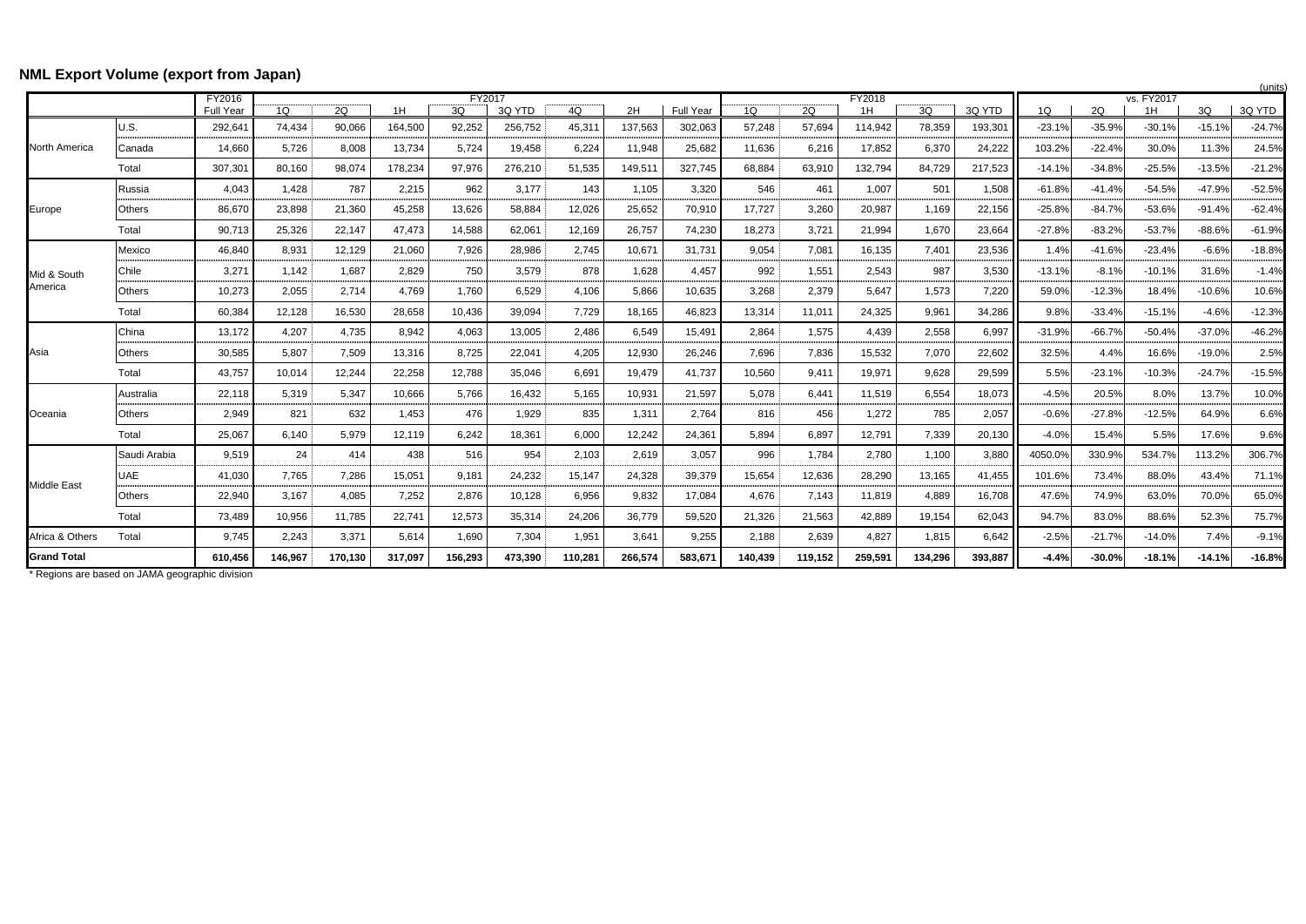## NML Export Volume (export from Japan)

(units)

| | | FY2016 | FY2017 | | | | | | | | FY2018 | | | | | vs. FY2017 | | | | |
|---|---|---|---|---|---|---|---|---|---|---|---|---|---|---|---|---|---|---|---|---|
| | | Full Year | 1Q | 2Q | 1H | 3Q | 3Q YTD | 4Q | 2H | Full Year | 1Q | 2Q | 1H | 3Q | 3Q YTD | 1Q | 2Q | 1H | 3Q | 3Q YTD |
| North America | U.S. | 292,641 | 74,434 | 90,066 | 164,500 | 92,252 | 256,752 | 45,311 | 137,563 | 302,063 | 57,248 | 57,694 | 114,942 | 78,359 | 193,301 | -23.1% | -35.9% | -30.1% | -15.1% | -24.7% |
| | Canada | 14,660 | 5,726 | 8,008 | 13,734 | 5,724 | 19,458 | 6,224 | 11,948 | 25,682 | 11,636 | 6,216 | 17,852 | 6,370 | 24,222 | 103.2% | -22.4% | 30.0% | 11.3% | 24.5% |
| | Total | 307,301 | 80,160 | 98,074 | 178,234 | 97,976 | 276,210 | 51,535 | 149,511 | 327,745 | 68,884 | 63,910 | 132,794 | 84,729 | 217,523 | -14.1% | -34.8% | -25.5% | -13.5% | -21.2% |
| Europe | Russia | 4,043 | 1,428 | 787 | 2,215 | 962 | 3,177 | 143 | 1,105 | 3,320 | 546 | 461 | 1,007 | 501 | 1,508 | -61.8% | -41.4% | -54.5% | -47.9% | -52.5% |
| | Others | 86,670 | 23,898 | 21,360 | 45,258 | 13,626 | 58,884 | 12,026 | 25,652 | 70,910 | 17,727 | 3,260 | 20,987 | 1,169 | 22,156 | -25.8% | -84.7% | -53.6% | -91.4% | -62.4% |
| | Total | 90,713 | 25,326 | 22,147 | 47,473 | 14,588 | 62,061 | 12,169 | 26,757 | 74,230 | 18,273 | 3,721 | 21,994 | 1,670 | 23,664 | -27.8% | -83.2% | -53.7% | -88.6% | -61.9% |
| Mid & South America | Mexico | 46,840 | 8,931 | 12,129 | 21,060 | 7,926 | 28,986 | 2,745 | 10,671 | 31,731 | 9,054 | 7,081 | 16,135 | 7,401 | 23,536 | 1.4% | -41.6% | -23.4% | -6.6% | -18.8% |
| | Chile | 3,271 | 1,142 | 1,687 | 2,829 | 750 | 3,579 | 878 | 1,628 | 4,457 | 992 | 1,551 | 2,543 | 987 | 3,530 | -13.1% | -8.1% | -10.1% | 31.6% | -1.4% |
| | Others | 10,273 | 2,055 | 2,714 | 4,769 | 1,760 | 6,529 | 4,106 | 5,866 | 10,635 | 3,268 | 2,379 | 5,647 | 1,573 | 7,220 | 59.0% | -12.3% | 18.4% | -10.6% | 10.6% |
| | Total | 60,384 | 12,128 | 16,530 | 28,658 | 10,436 | 39,094 | 7,729 | 18,165 | 46,823 | 13,314 | 11,011 | 24,325 | 9,961 | 34,286 | 9.8% | -33.4% | -15.1% | -4.6% | -12.3% |
| Asia | China | 13,172 | 4,207 | 4,735 | 8,942 | 4,063 | 13,005 | 2,486 | 6,549 | 15,491 | 2,864 | 1,575 | 4,439 | 2,558 | 6,997 | -31.9% | -66.7% | -50.4% | -37.0% | -46.2% |
| | Others | 30,585 | 5,807 | 7,509 | 13,316 | 8,725 | 22,041 | 4,205 | 12,930 | 26,246 | 7,696 | 7,836 | 15,532 | 7,070 | 22,602 | 32.5% | 4.4% | 16.6% | -19.0% | 2.5% |
| | Total | 43,757 | 10,014 | 12,244 | 22,258 | 12,788 | 35,046 | 6,691 | 19,479 | 41,737 | 10,560 | 9,411 | 19,971 | 9,628 | 29,599 | 5.5% | -23.1% | -10.3% | -24.7% | -15.5% |
| Oceania | Australia | 22,118 | 5,319 | 5,347 | 10,666 | 5,766 | 16,432 | 5,165 | 10,931 | 21,597 | 5,078 | 6,441 | 11,519 | 6,554 | 18,073 | -4.5% | 20.5% | 8.0% | 13.7% | 10.0% |
| | Others | 2,949 | 821 | 632 | 1,453 | 476 | 1,929 | 835 | 1,311 | 2,764 | 816 | 456 | 1,272 | 785 | 2,057 | -0.6% | -27.8% | -12.5% | 64.9% | 6.6% |
| | Total | 25,067 | 6,140 | 5,979 | 12,119 | 6,242 | 18,361 | 6,000 | 12,242 | 24,361 | 5,894 | 6,897 | 12,791 | 7,339 | 20,130 | -4.0% | 15.4% | 5.5% | 17.6% | 9.6% |
| Middle East | Saudi Arabia | 9,519 | 24 | 414 | 438 | 516 | 954 | 2,103 | 2,619 | 3,057 | 996 | 1,784 | 2,780 | 1,100 | 3,880 | 4050.0% | 330.9% | 534.7% | 113.2% | 306.7% |
| | UAE | 41,030 | 7,765 | 7,286 | 15,051 | 9,181 | 24,232 | 15,147 | 24,328 | 39,379 | 15,654 | 12,636 | 28,290 | 13,165 | 41,455 | 101.6% | 73.4% | 88.0% | 43.4% | 71.1% |
| | Others | 22,940 | 3,167 | 4,085 | 7,252 | 2,876 | 10,128 | 6,956 | 9,832 | 17,084 | 4,676 | 7,143 | 11,819 | 4,889 | 16,708 | 47.6% | 74.9% | 63.0% | 70.0% | 65.0% |
| | Total | 73,489 | 10,956 | 11,785 | 22,741 | 12,573 | 35,314 | 24,206 | 36,779 | 59,520 | 21,326 | 21,563 | 42,889 | 19,154 | 62,043 | 94.7% | 83.0% | 88.6% | 52.3% | 75.7% |
| Africa & Others | Total | 9,745 | 2,243 | 3,371 | 5,614 | 1,690 | 7,304 | 1,951 | 3,641 | 9,255 | 2,188 | 2,639 | 4,827 | 1,815 | 6,642 | -2.5% | -21.7% | -14.0% | 7.4% | -9.1% |
| **Grand Total** | | **610,456** | **146,967** | **170,130** | **317,097** | **156,293** | **473,390** | **110,281** | **266,574** | **583,671** | **140,439** | **119,152** | **259,591** | **134,296** | **393,887** | **-4.4%** | **-30.0%** | **-18.1%** | **-14.1%** | **-16.8%** |

* Regions are based on JAMA geographic division